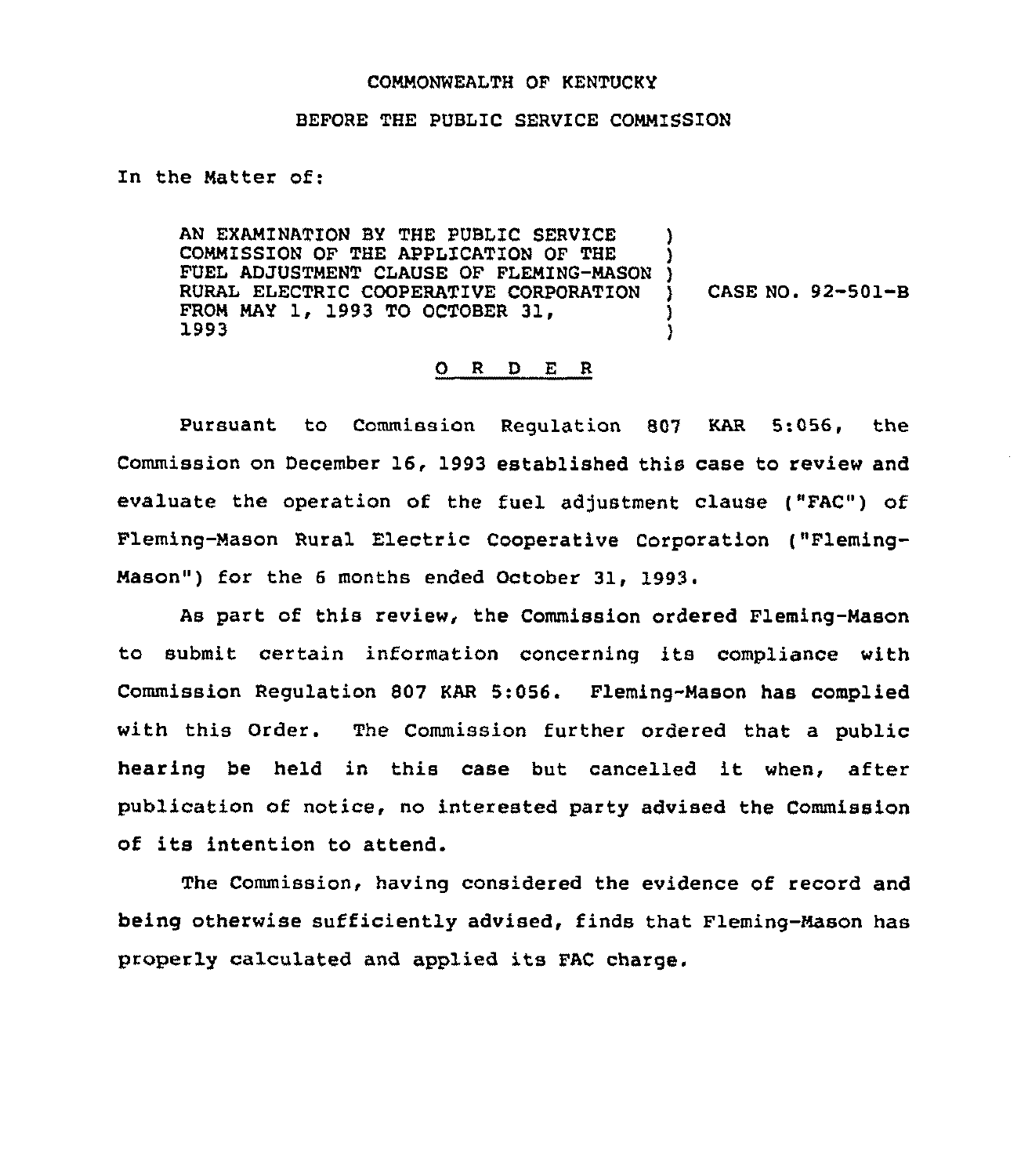COMMONWEALTH OF KENTUCKY

BEFORE THE PUBLIC SERVICE COMMISSION

In the Matter of:

AN EXAMINATION BY THE PUBLIC SERVICE COMMISSION OF THE APPLICATION OF THE FUEL ADJUSTMENT CLAUSE OF FLEMING-MASON RURAL ELECTRIC COOPERATIVE CORPORATION FROM MAY 1, 1993 TO OCTOBER 31, 1993 ) CASE NO. 92-501-B

# O R D E R

Pursuant to Commission Regulation 807 KAR 5:056, the Commission on December 16, 1993 established this case to review and evaluate the operation of the fuel adjustment clause ("FAC") of Fleming-Mason Rural Electric Cooperative Corporation ("Fleming-Mason") for the 6 months ended October 31, 1993.

As part of this review, the Commission ordered Fleming-Mason to submit certain information concerning its compliance with Commission Regulation 807 KAR 5:056. Fleming-Mason has complied with this Order. The Commission further ordered that a public hearing be held in this case but cancelled it when, after publication of notice, no interested party advised the Commission of its intention to attend.

The Commission, having considered the evidence of record and being otherwise sufficiently advised, finds that Fleming-Mason has properly calculated and applied its FAC charge.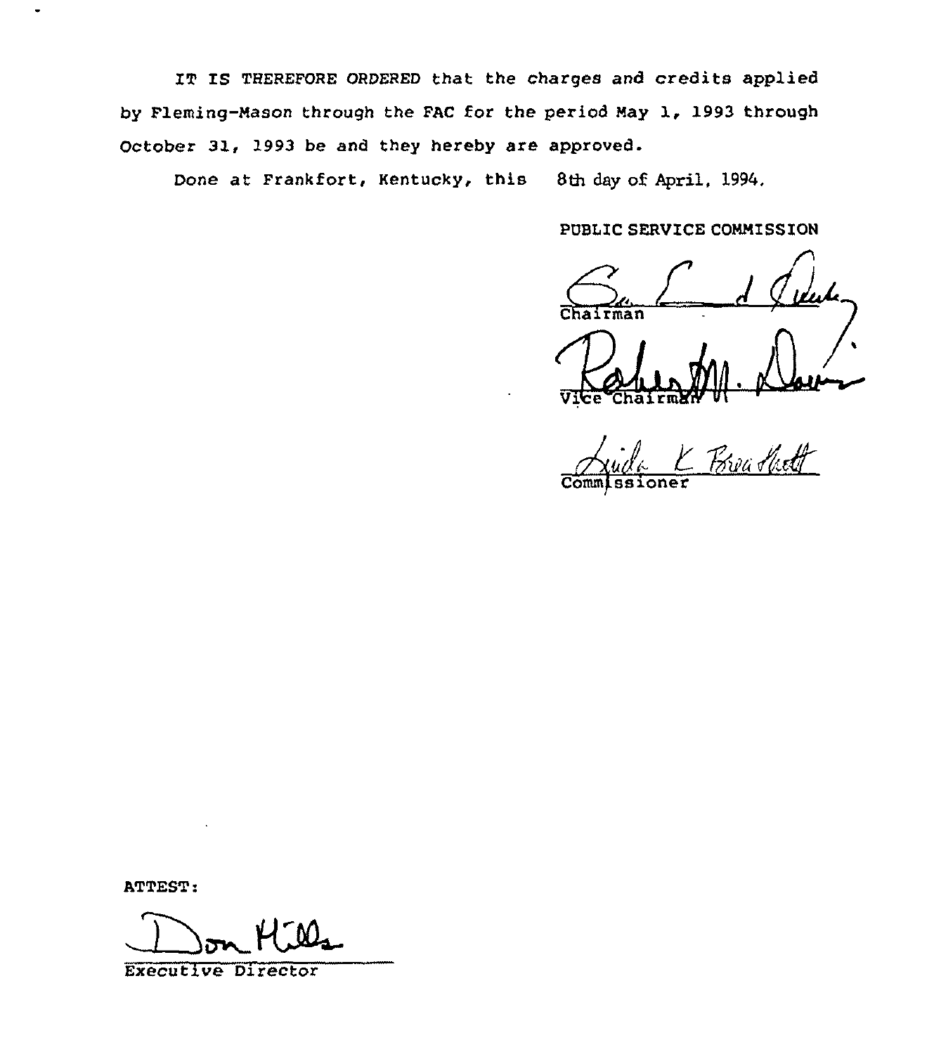IT IS THEREFORE ORDERED that the charges and credits applied by Fleming-Mason through the FAC for the period May 1, 1993 through October 31, 1993 be and they hereby are approved.

Done at Frankfort, Kentucky, this 8th day of April, 1994.

PUBLIC SERVICE COMMISSION

Chairman

Vice Chairman

Commissioner

ATTEST:

Executive Director